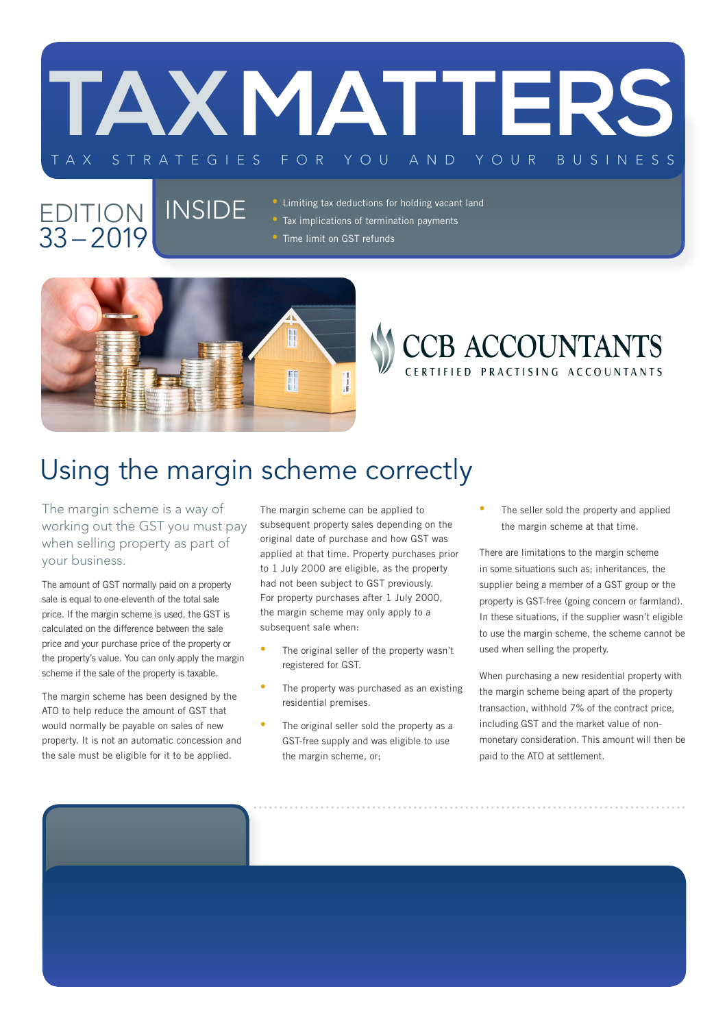# TAXMATTERS

TAX STRATEGIES FOR YOU AND YOUR BUSINESS

EDITION 33 – 2019

INSIDE

- Limiting tax deductions for holding vacant land
- Tax implications of termination payments
- Time limit on GST refunds

CCB ACCOUNTANTS

CERTIFIED PRACTISING ACCOUNTANTS

## Using the margin scheme correctly

The margin scheme is a way of working out the GST you must pay when selling property as part of your business.

The amount of GST normally paid on a property sale is equal to one-eleventh of the total sale price. If the margin scheme is used, the GST is calculated on the difference between the sale price and your purchase price of the property or the property's value. You can only apply the margin scheme if the sale of the property is taxable.

The margin scheme has been designed by the ATO to help reduce the amount of GST that would normally be payable on sales of new property. It is not an automatic concession and the sale must be eligible for it to be applied.

The margin scheme can be applied to subsequent property sales depending on the original date of purchase and how GST was applied at that time. Property purchases prior to 1 July 2000 are eligible, as the property had not been subject to GST previously. For property purchases after 1 July 2000, the margin scheme may only apply to a subsequent sale when:

- The original seller of the property wasn't registered for GST.
- The property was purchased as an existing residential premises.
- The original seller sold the property as a GST-free supply and was eligible to use the margin scheme, or;
- The seller sold the property and applied the margin scheme at that time.

There are limitations to the margin scheme in some situations such as; inheritances, the supplier being a member of a GST group or the property is GST-free (going concern or farmland). In these situations, if the supplier wasn't eligible to use the margin scheme, the scheme cannot be used when selling the property.

When purchasing a new residential property with the margin scheme being apart of the property transaction, withhold 7% of the contract price, including GST and the market value of non-monetary consideration. This amount will then be paid to the ATO at settlement.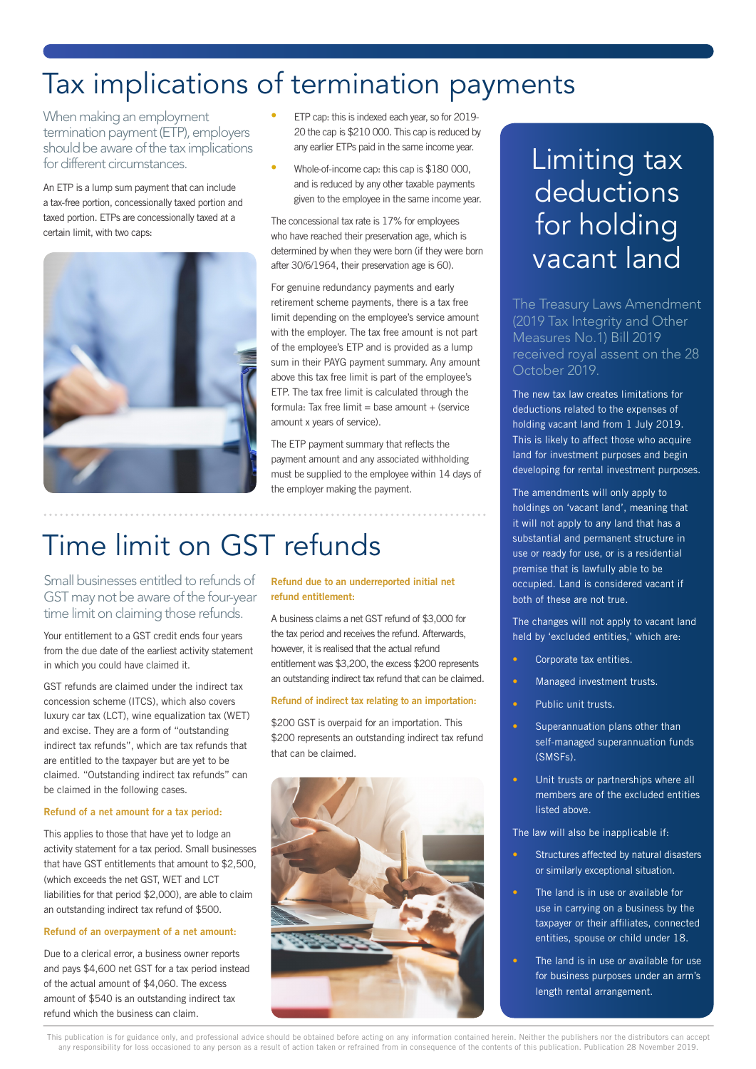# Tax implications of termination payments

When making an employment termination payment (ETP), employers should be aware of the tax implications for different circumstances.

An ETP is a lump sum payment that can include a tax-free portion, concessionally taxed portion and taxed portion. ETPs are concessionally taxed at a certain limit, with two caps:

- ETP cap: this is indexed each year, so for 2019-20 the cap is $210 000. This cap is reduced by any earlier ETPs paid in the same income year.
- Whole-of-income cap: this cap is $180 000, and is reduced by any other taxable payments given to the employee in the same income year.

The concessional tax rate is 17% for employees who have reached their preservation age, which is determined by when they were born (if they were born after 30/6/1964, their preservation age is 60).

For genuine redundancy payments and early retirement scheme payments, there is a tax free limit depending on the employee's service amount with the employer. The tax free amount is not part of the employee's ETP and is provided as a lump sum in their PAYG payment summary. Any amount above this tax free limit is part of the employee's ETP. The tax free limit is calculated through the formula: Tax free limit = base amount + (service amount x years of service).

The ETP payment summary that reflects the payment amount and any associated withholding must be supplied to the employee within 14 days of the employer making the payment.

# Time limit on GST refunds

Small businesses entitled to refunds of GST may not be aware of the four-year time limit on claiming those refunds.

Your entitlement to a GST credit ends four years from the due date of the earliest activity statement in which you could have claimed it.

GST refunds are claimed under the indirect tax concession scheme (ITCS), which also covers luxury car tax (LCT), wine equalization tax (WET) and excise. They are a form of "outstanding indirect tax refunds", which are tax refunds that are entitled to the taxpayer but are yet to be claimed. "Outstanding indirect tax refunds" can be claimed in the following cases.

**Refund of a net amount for a tax period:**

This applies to those that have yet to lodge an activity statement for a tax period. Small businesses that have GST entitlements that amount to $2,500, (which exceeds the net GST, WET and LCT liabilities for that period $2,000), are able to claim an outstanding indirect tax refund of $500.

**Refund of an overpayment of a net amount:**

Due to a clerical error, a business owner reports and pays $4,600 net GST for a tax period instead of the actual amount of $4,060. The excess amount of $540 is an outstanding indirect tax refund which the business can claim.

**Refund due to an underreported initial net refund entitlement:**

A business claims a net GST refund of $3,000 for the tax period and receives the refund. Afterwards, however, it is realised that the actual refund entitlement was $3,200, the excess $200 represents an outstanding indirect tax refund that can be claimed.

**Refund of indirect tax relating to an importation:**

$200 GST is overpaid for an importation. This $200 represents an outstanding indirect tax refund that can be claimed.

# Limiting tax deductions for holding vacant land

The Treasury Laws Amendment (2019 Tax Integrity and Other Measures No.1) Bill 2019 received royal assent on the 28 October 2019.

The new tax law creates limitations for deductions related to the expenses of holding vacant land from 1 July 2019. This is likely to affect those who acquire land for investment purposes and begin developing for rental investment purposes.

The amendments will only apply to holdings on 'vacant land', meaning that it will not apply to any land that has a substantial and permanent structure in use or ready for use, or is a residential premise that is lawfully able to be occupied. Land is considered vacant if both of these are not true.

The changes will not apply to vacant land held by 'excluded entities,' which are:

- Corporate tax entities.
- Managed investment trusts.
- Public unit trusts.
- Superannuation plans other than self-managed superannuation funds (SMSFs).
- Unit trusts or partnerships where all members are of the excluded entities listed above.

The law will also be inapplicable if:

- Structures affected by natural disasters or similarly exceptional situation.
- The land is in use or available for use in carrying on a business by the taxpayer or their affiliates, connected entities, spouse or child under 18.
- The land is in use or available for use for business purposes under an arm's length rental arrangement.

This publication is for guidance only, and professional advice should be obtained before acting on any information contained herein. Neither the publishers nor the distributors can accept any responsibility for loss occasioned to any person as a result of action taken or refrained from in consequence of the contents of this publication. Publication 28 November 2019.